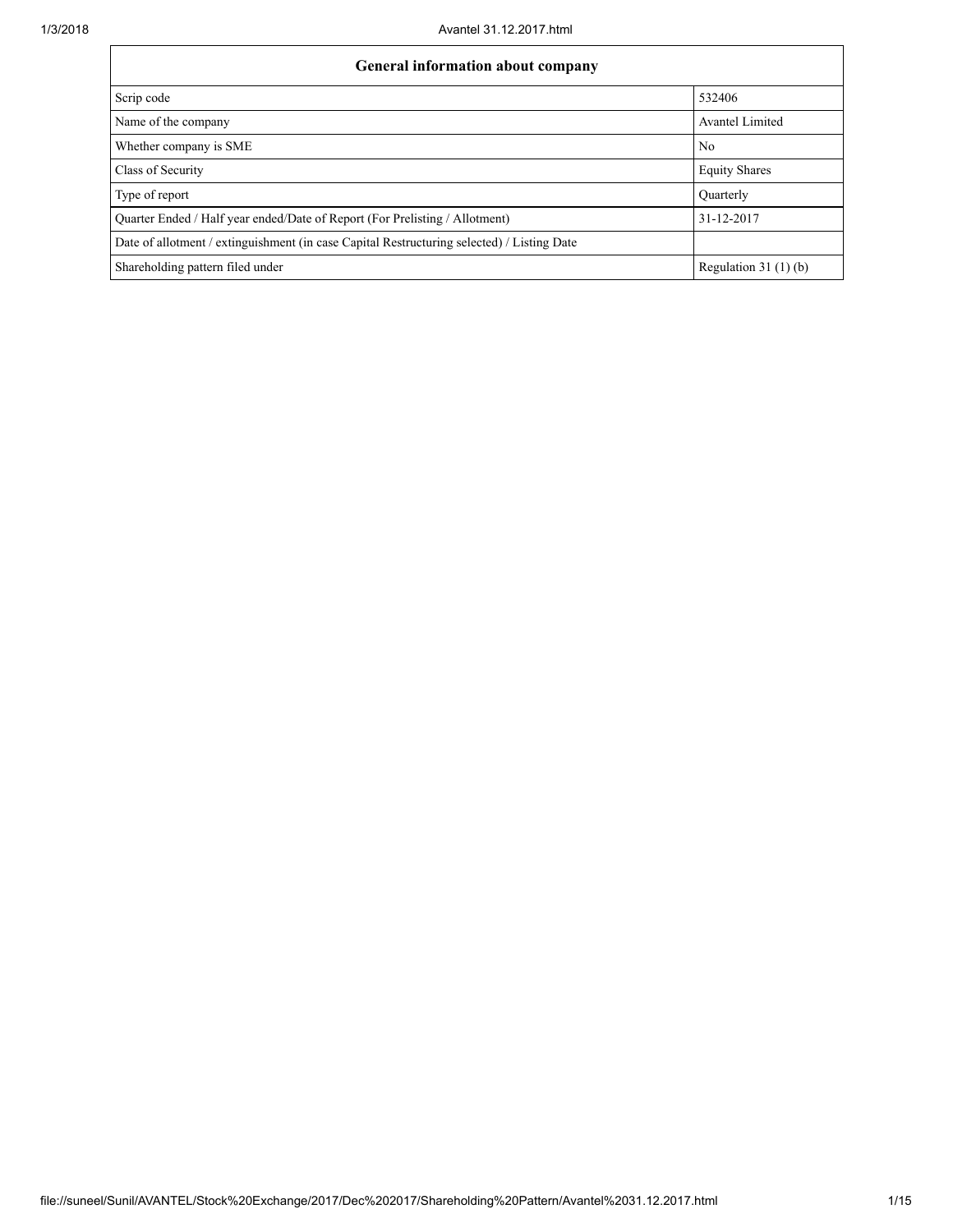| General information about company | |
| --- | --- |
| Scrip code | 532406 |
| Name of the company | Avantel Limited |
| Whether company is SME | No |
| Class of Security | Equity Shares |
| Type of report | Quarterly |
| Quarter Ended / Half year ended/Date of Report (For Prelisting / Allotment) | 31-12-2017 |
| Date of allotment / extinguishment (in case Capital Restructuring selected) / Listing Date | |
| Shareholding pattern filed under | Regulation 31 (1) (b) |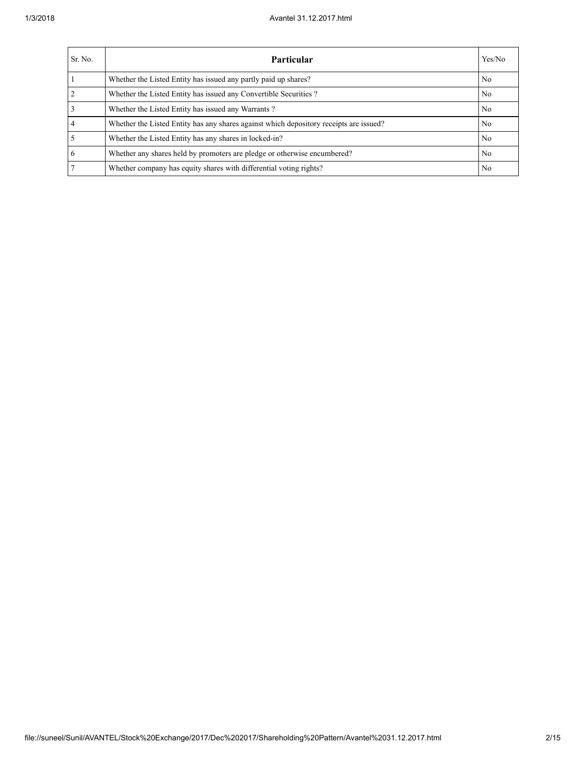| Sr. No. | Particular | Yes/No |
|---|---|---|
| 1 | Whether the Listed Entity has issued any partly paid up shares? | No |
| 2 | Whether the Listed Entity has issued any Convertible Securities ? | No |
| 3 | Whether the Listed Entity has issued any Warrants ? | No |
| 4 | Whether the Listed Entity has any shares against which depository receipts are issued? | No |
| 5 | Whether the Listed Entity has any shares in locked-in? | No |
| 6 | Whether any shares held by promoters are pledge or otherwise encumbered? | No |
| 7 | Whether company has equity shares with differential voting rights? | No |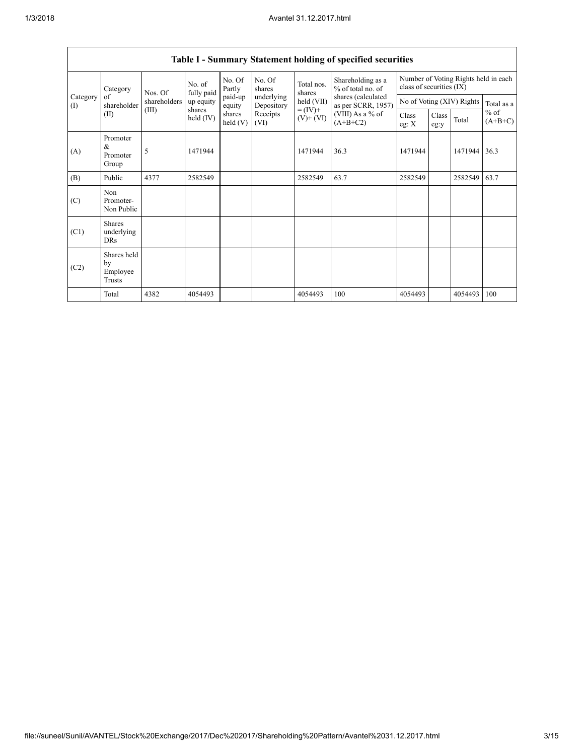## Table I - Summary Statement holding of specified securities

| Category (I) | Category of shareholder (II) | Nos. Of shareholders (III) | No. of fully paid up equity shares held (IV) | No. Of Partly paid-up equity shares held (V) | No. Of shares underlying Depository Receipts (VI) | Total nos. shares held (VII) = (IV)+ (V)+ (VI) | Shareholding as a % of total no. of shares (calculated as per SCRR, 1957) (VIII) As a % of (A+B+C2) | Number of Voting Rights held in each class of securities (IX) | | | |
|---|---|---|---|---|---|---|---|---|---|---|---|
| | | | | | | | | No of Voting (XIV) Rights | | | Total as a % of (A+B+C) |
| | | | | | | | | Class eg: X | Class eg:y | Total | |
| (A) | Promoter & Promoter Group | 5 | 1471944 | | | 1471944 | 36.3 | 1471944 | | 1471944 | 36.3 |
| (B) | Public | 4377 | 2582549 | | | 2582549 | 63.7 | 2582549 | | 2582549 | 63.7 |
| (C) | Non Promoter- Non Public | | | | | | | | | | |
| (C1) | Shares underlying DRs | | | | | | | | | | |
| (C2) | Shares held by Employee Trusts | | | | | | | | | | |
| | Total | 4382 | 4054493 | | | 4054493 | 100 | 4054493 | | 4054493 | 100 |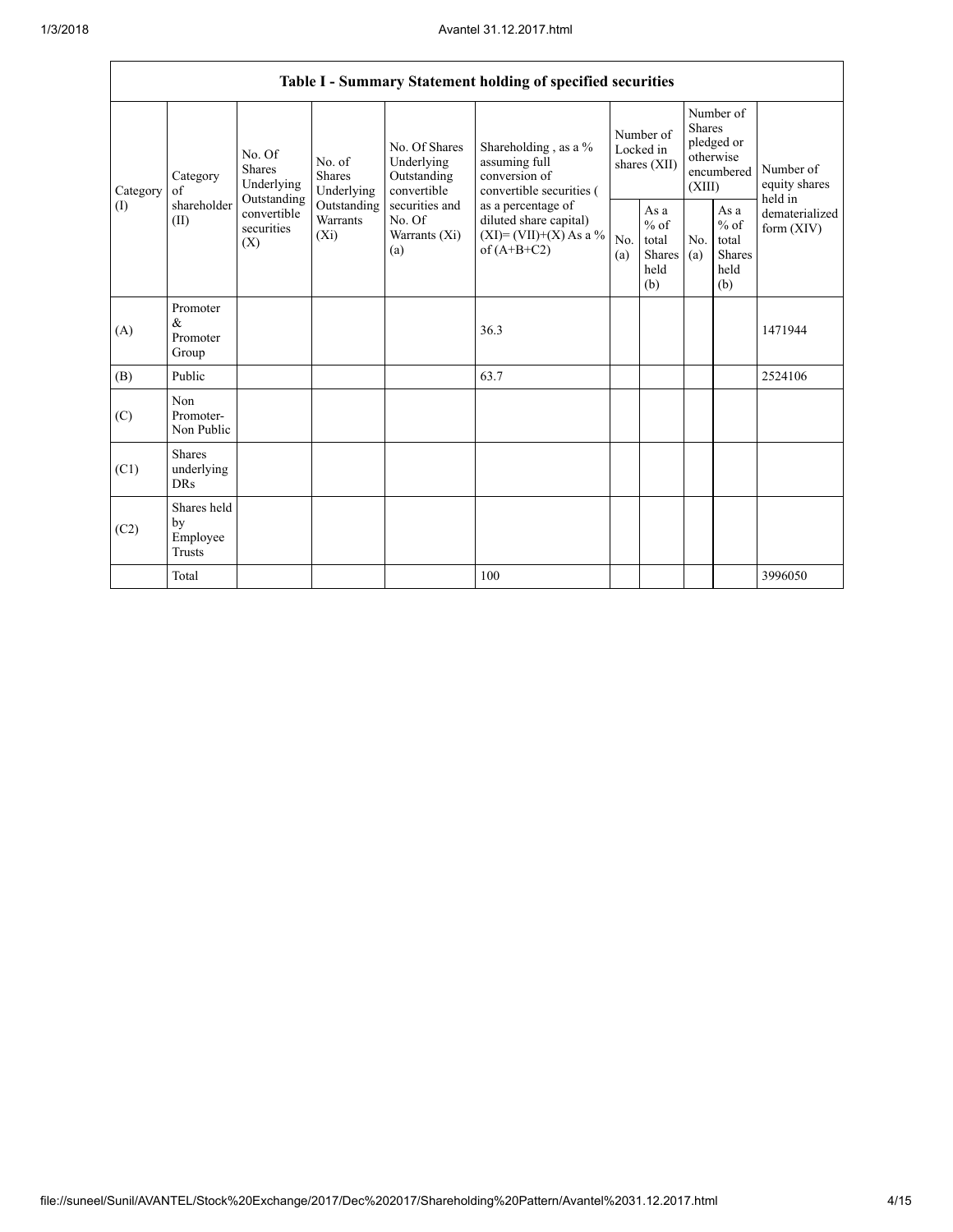| Table I - Summary Statement holding of specified securities | | | | | | | | | | |
|---|---|---|---|---|---|---|---|---|---|---|
| Category (I) | Category of shareholder (II) | No. Of Shares Underlying Outstanding convertible securities (X) | No. of Shares Underlying Outstanding Warrants (Xi) | No. Of Shares Underlying Outstanding convertible securities and No. Of Warrants (Xi) (a) | Shareholding , as a % assuming full conversion of convertible securities ( as a percentage of diluted share capital) (XI)= (VII)+(X) As a % of (A+B+C2) | Number of Locked in shares (XII) | | Number of Shares pledged or otherwise encumbered (XIII) | | Number of equity shares held in dematerialized form (XIV) |
| | | | | | | No. (a) | As a % of total Shares held (b) | No. (a) | As a % of total Shares held (b) | |
| (A) | Promoter & Promoter Group | | | | 36.3 | | | | | 1471944 |
| (B) | Public | | | | 63.7 | | | | | 2524106 |
| (C) | Non Promoter- Non Public | | | | | | | | | |
| (C1) | Shares underlying DRs | | | | | | | | | |
| (C2) | Shares held by Employee Trusts | | | | | | | | | |
| | Total | | | | 100 | | | | | 3996050 |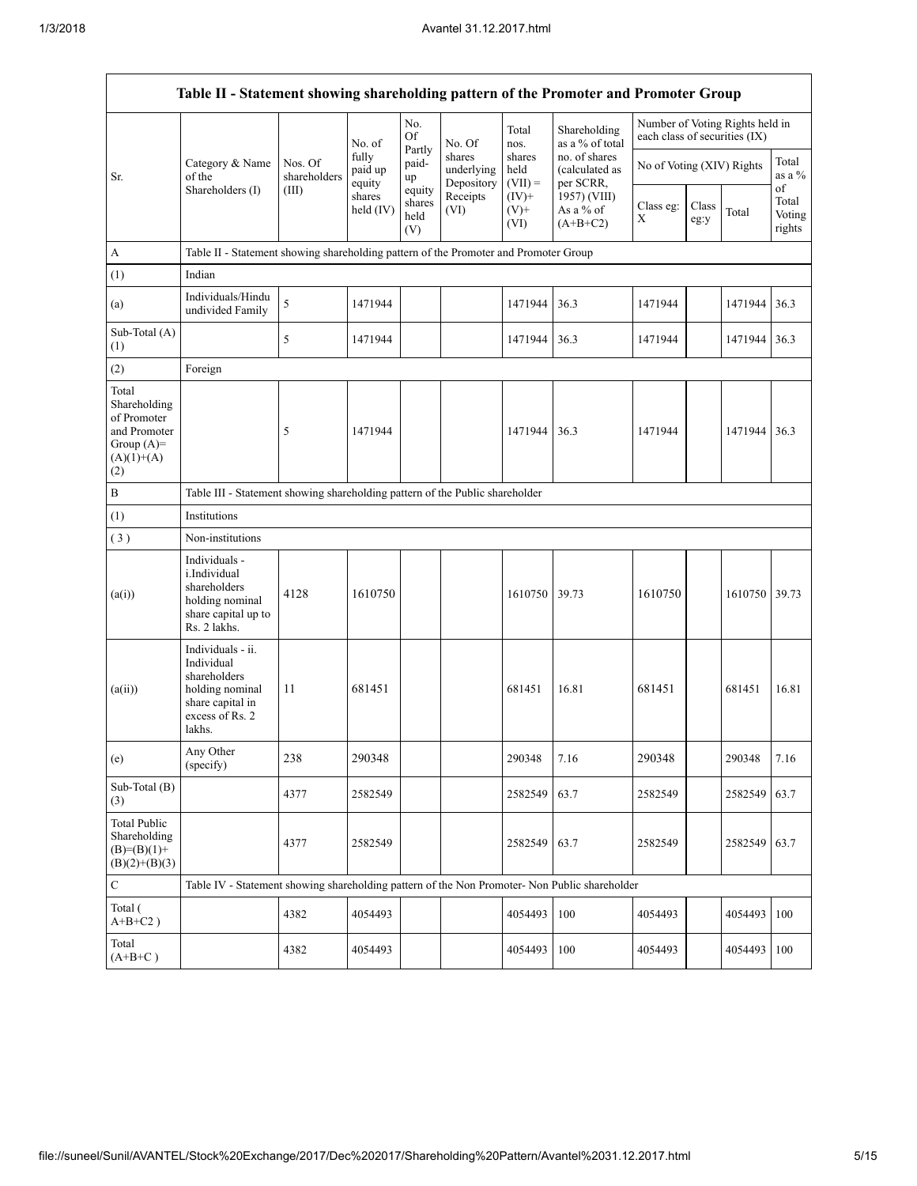| Table II - Statement showing shareholding pattern of the Promoter and Promoter Group | | | | | | | | | | | |
|---|---|---|---|---|---|---|---|---|---|---|---|
| Sr. | Category & Name of the Shareholders (I) | Nos. Of shareholders (III) | No. of fully paid up equity shares held (IV) | No. Of Partly paid-up equity shares held (V) | No. Of shares underlying Depository Receipts (VI) | Total nos. shares held (VII) = (IV)+ (V)+ (VI) | Shareholding as a % of total no. of shares (calculated as per SCRR, 1957) (VIII) As a % of (A+B+C2) | Number of Voting Rights held in each class of securities (IX) | | | |
| | | | | | | | | No of Voting (XIV) Rights | | | Total as a % of Total Voting rights |
| | | | | | | | | Class eg: X | Class eg:y | Total | |
| A | Table II - Statement showing shareholding pattern of the Promoter and Promoter Group | | | | | | | | | | |
| (1) | Indian | | | | | | | | | | |
| (a) | Individuals/Hindu undivided Family | 5 | 1471944 | | | 1471944 | 36.3 | 1471944 | | 1471944 | 36.3 |
| Sub-Total (A)(1) | | 5 | 1471944 | | | 1471944 | 36.3 | 1471944 | | 1471944 | 36.3 |
| (2) | Foreign | | | | | | | | | | |
| Total Shareholding of Promoter and Promoter Group (A)=(A)(1)+(A)(2) | | 5 | 1471944 | | | 1471944 | 36.3 | 1471944 | | 1471944 | 36.3 |
| B | Table III - Statement showing shareholding pattern of the Public shareholder | | | | | | | | | | |
| (1) | Institutions | | | | | | | | | | |
| (3) | Non-institutions | | | | | | | | | | |
| (a(i)) | Individuals - i.Individual shareholders holding nominal share capital up to Rs. 2 lakhs. | 4128 | 1610750 | | | 1610750 | 39.73 | 1610750 | | 1610750 | 39.73 |
| (a(ii)) | Individuals - ii. Individual shareholders holding nominal share capital in excess of Rs. 2 lakhs. | 11 | 681451 | | | 681451 | 16.81 | 681451 | | 681451 | 16.81 |
| (e) | Any Other (specify) | 238 | 290348 | | | 290348 | 7.16 | 290348 | | 290348 | 7.16 |
| Sub-Total (B)(3) | | 4377 | 2582549 | | | 2582549 | 63.7 | 2582549 | | 2582549 | 63.7 |
| Total Public Shareholding (B)=(B)(1)+(B)(2)+(B)(3) | | 4377 | 2582549 | | | 2582549 | 63.7 | 2582549 | | 2582549 | 63.7 |
| C | Table IV - Statement showing shareholding pattern of the Non Promoter- Non Public shareholder | | | | | | | | | | |
| Total ( A+B+C2 ) | | 4382 | 4054493 | | | 4054493 | 100 | 4054493 | | 4054493 | 100 |
| Total (A+B+C ) | | 4382 | 4054493 | | | 4054493 | 100 | 4054493 | | 4054493 | 100 |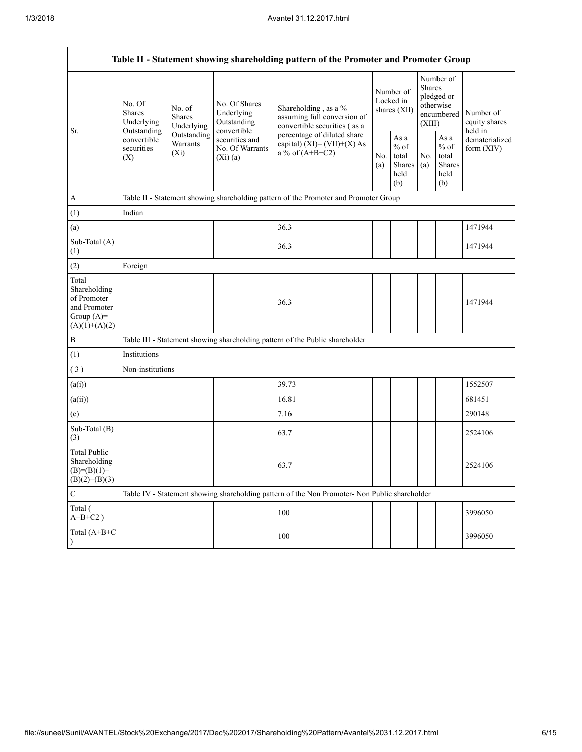| Table II - Statement showing shareholding pattern of the Promoter and Promoter Group | | | | | | | | | |
|---|---|---|---|---|---|---|---|---|---|
| Sr. | No. Of Shares Underlying Outstanding convertible securities (X) | No. of Shares Underlying Outstanding Warrants (Xi) | No. Of Shares Underlying Outstanding convertible securities and No. Of Warrants (Xi) (a) | Shareholding , as a % assuming full conversion of convertible securities ( as a percentage of diluted share capital) (XI)= (VII)+(X) As a % of (A+B+C2) | Number of Locked in shares (XII) | | Number of Shares pledged or otherwise encumbered (XIII) | | Number of equity shares held in dematerialized form (XIV) |
| | | | | | No. (a) | As a % of total Shares held (b) | No. (a) | As a % of total Shares held (b) | |
| A | Table II - Statement showing shareholding pattern of the Promoter and Promoter Group | | | | | | | | |
| (1) | Indian | | | | | | | | |
| (a) | | | | 36.3 | | | | | 1471944 |
| Sub-Total (A) (1) | | | | 36.3 | | | | | 1471944 |
| (2) | Foreign | | | | | | | | |
| Total Shareholding of Promoter and Promoter Group (A)= (A)(1)+(A)(2) | | | | 36.3 | | | | | 1471944 |
| B | Table III - Statement showing shareholding pattern of the Public shareholder | | | | | | | | |
| (1) | Institutions | | | | | | | | |
| ( 3 ) | Non-institutions | | | | | | | | |
| (a(i)) | | | | 39.73 | | | | | 1552507 |
| (a(ii)) | | | | 16.81 | | | | | 681451 |
| (e) | | | | 7.16 | | | | | 290148 |
| Sub-Total (B) (3) | | | | 63.7 | | | | | 2524106 |
| Total Public Shareholding (B)=(B)(1)+ (B)(2)+(B)(3) | | | | 63.7 | | | | | 2524106 |
| C | Table IV - Statement showing shareholding pattern of the Non Promoter- Non Public shareholder | | | | | | | | |
| Total ( A+B+C2 ) | | | | 100 | | | | | 3996050 |
| Total (A+B+C ) | | | | 100 | | | | | 3996050 |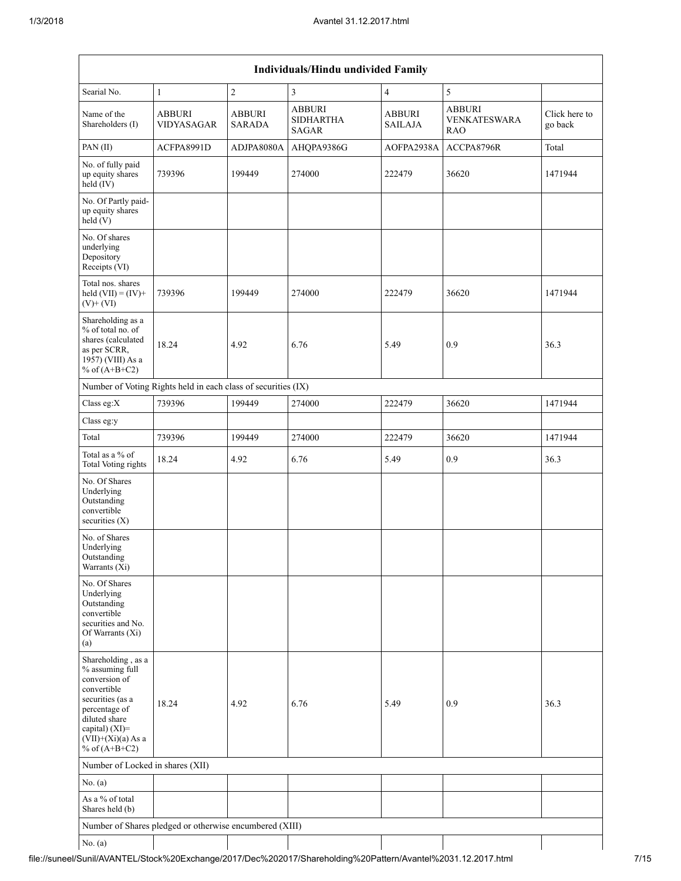| Individuals/Hindu undivided Family | | | | | | |
|---|---|---|---|---|---|---|
| Searial No. | 1 | 2 | 3 | 4 | 5 | |
| Name of the Shareholders (I) | ABBURI VIDYASAGAR | ABBURI SARADA | ABBURI SIDHARTHA SAGAR | ABBURI SAILAJA | ABBURI VENKATESWARA RAO | Click here to go back |
| PAN (II) | ACFPA8991D | ADJPA8080A | AHQPA9386G | AOFPA2938A | ACCPA8796R | Total |
| No. of fully paid up equity shares held (IV) | 739396 | 199449 | 274000 | 222479 | 36620 | 1471944 |
| No. Of Partly paid-up equity shares held (V) | | | | | | |
| No. Of shares underlying Depository Receipts (VI) | | | | | | |
| Total nos. shares held (VII) = (IV)+ (V)+ (VI) | 739396 | 199449 | 274000 | 222479 | 36620 | 1471944 |
| Shareholding as a % of total no. of shares (calculated as per SCRR, 1957) (VIII) As a % of (A+B+C2) | 18.24 | 4.92 | 6.76 | 5.49 | 0.9 | 36.3 |
| Number of Voting Rights held in each class of securities (IX) | | | | | | |
| Class eg:X | 739396 | 199449 | 274000 | 222479 | 36620 | 1471944 |
| Class eg:y | | | | | | |
| Total | 739396 | 199449 | 274000 | 222479 | 36620 | 1471944 |
| Total as a % of Total Voting rights | 18.24 | 4.92 | 6.76 | 5.49 | 0.9 | 36.3 |
| No. Of Shares Underlying Outstanding convertible securities (X) | | | | | | |
| No. of Shares Underlying Outstanding Warrants (Xi) | | | | | | |
| No. Of Shares Underlying Outstanding convertible securities and No. Of Warrants (Xi) (a) | | | | | | |
| Shareholding , as a % assuming full conversion of convertible securities (as a percentage of diluted share capital) (XI)= (VII)+(Xi)(a) As a % of (A+B+C2) | 18.24 | 4.92 | 6.76 | 5.49 | 0.9 | 36.3 |
| Number of Locked in shares (XII) | | | | | | |
| No. (a) | | | | | | |
| As a % of total Shares held (b) | | | | | | |
| Number of Shares pledged or otherwise encumbered (XIII) | | | | | | |
| No. (a) | | | | | | |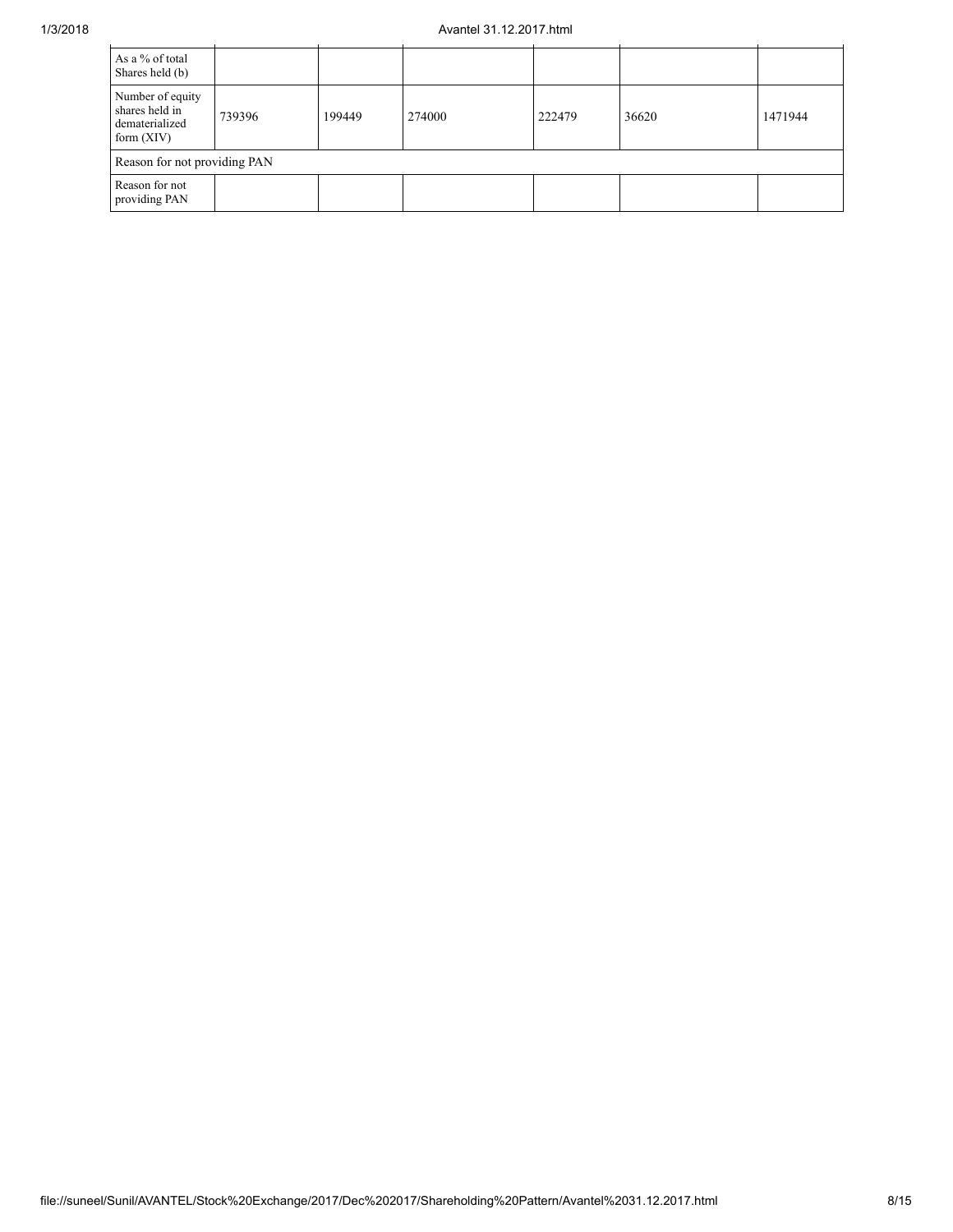| As a % of total Shares held (b) | | | | | | |
| --- | --- | --- | --- | --- | --- | --- |
| Number of equity shares held in dematerialized form (XIV) | 739396 | 199449 | 274000 | 222479 | 36620 | 1471944 |
| Reason for not providing PAN | | | | | | |
| Reason for not providing PAN | | | | | | |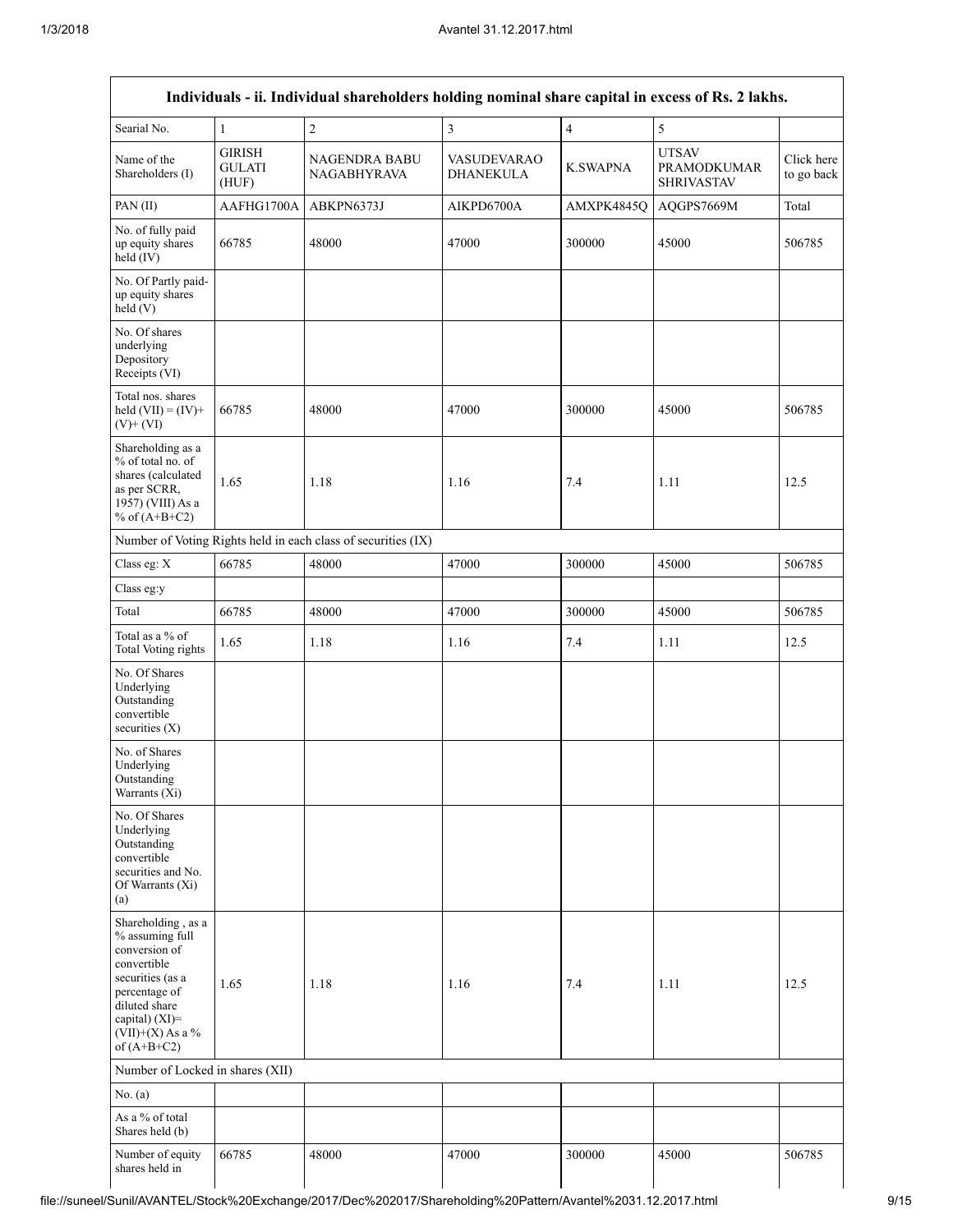| Individuals - ii. Individual shareholders holding nominal share capital in excess of Rs. 2 lakhs. | | | | | | |
|---|---|---|---|---|---|---|
| Searial No. | 1 | 2 | 3 | 4 | 5 | |
| Name of the Shareholders (I) | GIRISH GULATI (HUF) | NAGENDRA BABU NAGABHYRAVA | VASUDEVARAO DHANEKULA | K.SWAPNA | UTSAV PRAMODKUMAR SHRIVASTAV | Click here to go back |
| PAN (II) | AAFHG1700A | ABKPN6373J | AIKPD6700A | AMXPK4845Q | AQGPS7669M | Total |
| No. of fully paid up equity shares held (IV) | 66785 | 48000 | 47000 | 300000 | 45000 | 506785 |
| No. Of Partly paid-up equity shares held (V) | | | | | | |
| No. Of shares underlying Depository Receipts (VI) | | | | | | |
| Total nos. shares held (VII) = (IV)+(V)+ (VI) | 66785 | 48000 | 47000 | 300000 | 45000 | 506785 |
| Shareholding as a % of total no. of shares (calculated as per SCRR, 1957) (VIII) As a % of (A+B+C2) | 1.65 | 1.18 | 1.16 | 7.4 | 1.11 | 12.5 |
| Number of Voting Rights held in each class of securities (IX) | | | | | | |
| Class eg: X | 66785 | 48000 | 47000 | 300000 | 45000 | 506785 |
| Class eg:y | | | | | | |
| Total | 66785 | 48000 | 47000 | 300000 | 45000 | 506785 |
| Total as a % of Total Voting rights | 1.65 | 1.18 | 1.16 | 7.4 | 1.11 | 12.5 |
| No. Of Shares Underlying Outstanding convertible securities (X) | | | | | | |
| No. of Shares Underlying Outstanding Warrants (Xi) | | | | | | |
| No. Of Shares Underlying Outstanding convertible securities and No. Of Warrants (Xi) (a) | | | | | | |
| Shareholding , as a % assuming full conversion of convertible securities (as a percentage of diluted share capital) (XI)= (VII)+(X) As a % of (A+B+C2) | 1.65 | 1.18 | 1.16 | 7.4 | 1.11 | 12.5 |
| Number of Locked in shares (XII) | | | | | | |
| No. (a) | | | | | | |
| As a % of total Shares held (b) | | | | | | |
| Number of equity shares held in | 66785 | 48000 | 47000 | 300000 | 45000 | 506785 |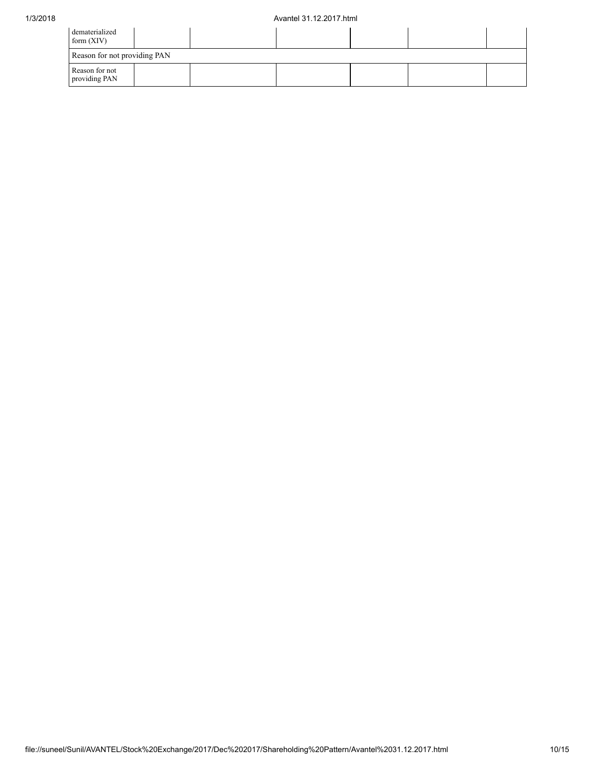| dematerialized form (XIV) | | | | | | |
|---|---|---|---|---|---|---|
| Reason for not providing PAN | | | | | | |
| Reason for not providing PAN | | | | | | |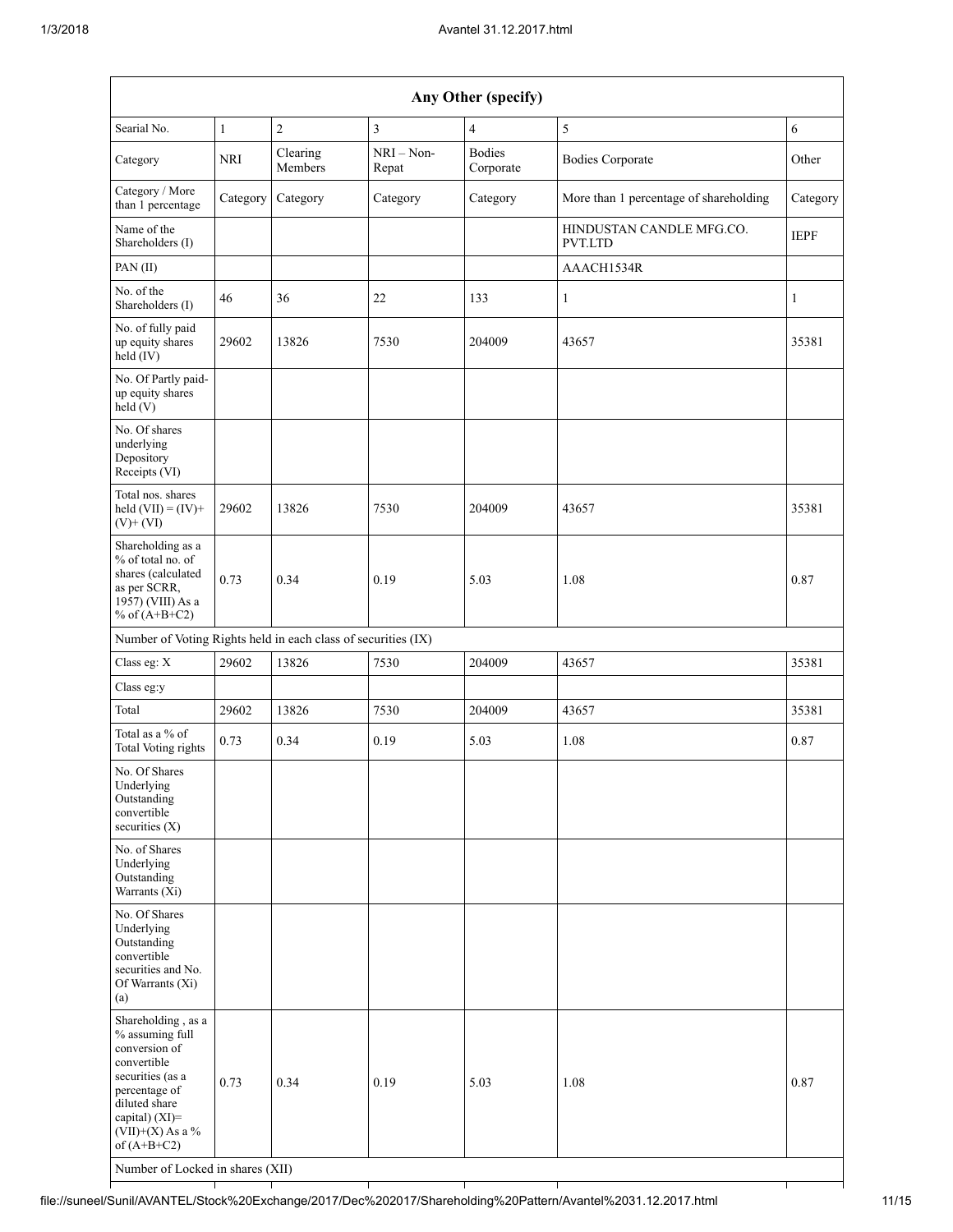| Any Other (specify) | | | | | | |
|---|---|---|---|---|---|---|
| Searial No. | 1 | 2 | 3 | 4 | 5 | 6 |
| Category | NRI | Clearing Members | NRI – Non-Repat | Bodies Corporate | Bodies Corporate | Other |
| Category / More than 1 percentage | Category | Category | Category | Category | More than 1 percentage of shareholding | Category |
| Name of the Shareholders (I) | | | | | HINDUSTAN CANDLE MFG.CO. PVT.LTD | IEPF |
| PAN (II) | | | | | AAACH1534R | |
| No. of the Shareholders (I) | 46 | 36 | 22 | 133 | 1 | 1 |
| No. of fully paid up equity shares held (IV) | 29602 | 13826 | 7530 | 204009 | 43657 | 35381 |
| No. Of Partly paid-up equity shares held (V) | | | | | | |
| No. Of shares underlying Depository Receipts (VI) | | | | | | |
| Total nos. shares held (VII) = (IV)+ (V)+ (VI) | 29602 | 13826 | 7530 | 204009 | 43657 | 35381 |
| Shareholding as a % of total no. of shares (calculated as per SCRR, 1957) (VIII) As a % of (A+B+C2) | 0.73 | 0.34 | 0.19 | 5.03 | 1.08 | 0.87 |
| Number of Voting Rights held in each class of securities (IX) | | | | | | |
| Class eg: X | 29602 | 13826 | 7530 | 204009 | 43657 | 35381 |
| Class eg:y | | | | | | |
| Total | 29602 | 13826 | 7530 | 204009 | 43657 | 35381 |
| Total as a % of Total Voting rights | 0.73 | 0.34 | 0.19 | 5.03 | 1.08 | 0.87 |
| No. Of Shares Underlying Outstanding convertible securities (X) | | | | | | |
| No. of Shares Underlying Outstanding Warrants (Xi) | | | | | | |
| No. Of Shares Underlying Outstanding convertible securities and No. Of Warrants (Xi) (a) | | | | | | |
| Shareholding , as a % assuming full conversion of convertible securities (as a percentage of diluted share capital) (XI)= (VII)+(X) As a % of (A+B+C2) | 0.73 | 0.34 | 0.19 | 5.03 | 1.08 | 0.87 |
| Number of Locked in shares (XII) | | | | | | |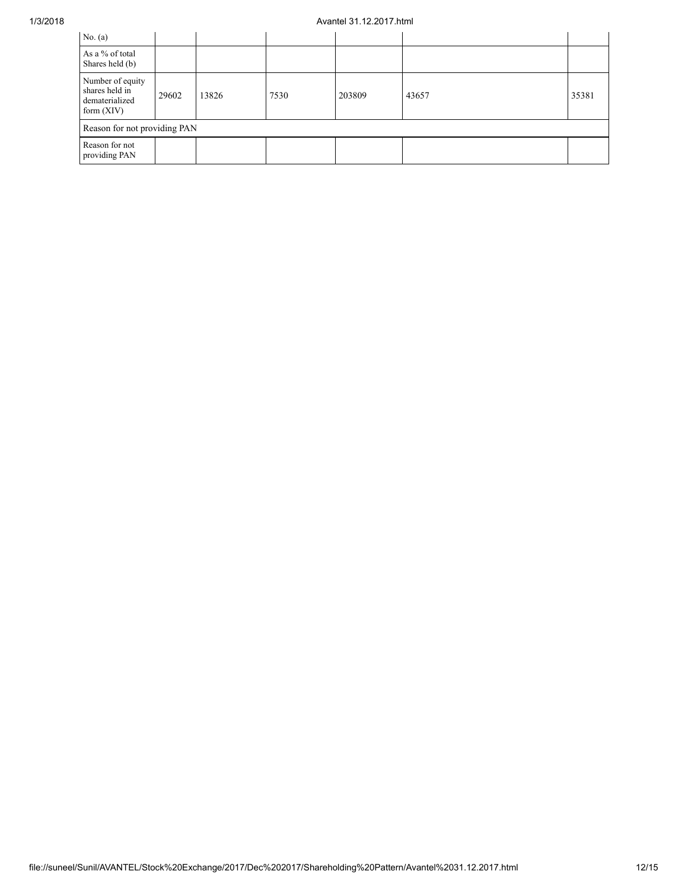| No. (a) | | | | | | |
|---|---|---|---|---|---|---|
| As a % of total Shares held (b) | | | | | | |
| Number of equity shares held in dematerialized form (XIV) | 29602 | 13826 | 7530 | 203809 | 43657 | 35381 |
| Reason for not providing PAN | | | | | | |
| Reason for not providing PAN | | | | | | |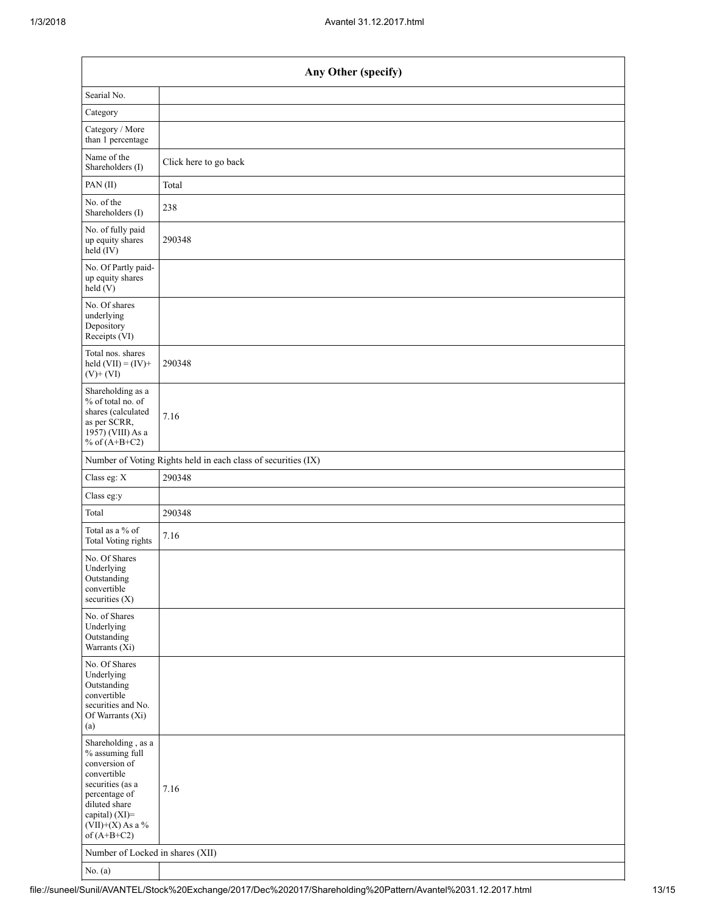| Any Other (specify) | |
|---|---|
| Searial No. | |
| Category | |
| Category / More than 1 percentage | |
| Name of the Shareholders (I) | Click here to go back |
| PAN (II) | Total |
| No. of the Shareholders (I) | 238 |
| No. of fully paid up equity shares held (IV) | 290348 |
| No. Of Partly paid-up equity shares held (V) | |
| No. Of shares underlying Depository Receipts (VI) | |
| Total nos. shares held (VII) = (IV)+ (V)+ (VI) | 290348 |
| Shareholding as a % of total no. of shares (calculated as per SCRR, 1957) (VIII) As a % of (A+B+C2) | 7.16 |
| Number of Voting Rights held in each class of securities (IX) | |
| Class eg: X | 290348 |
| Class eg:y | |
| Total | 290348 |
| Total as a % of Total Voting rights | 7.16 |
| No. Of Shares Underlying Outstanding convertible securities (X) | |
| No. of Shares Underlying Outstanding Warrants (Xi) | |
| No. Of Shares Underlying Outstanding convertible securities and No. Of Warrants (Xi) (a) | |
| Shareholding , as a % assuming full conversion of convertible securities (as a percentage of diluted share capital) (XI)= (VII)+(X) As a % of (A+B+C2) | 7.16 |
| Number of Locked in shares (XII) | |
| No. (a) | |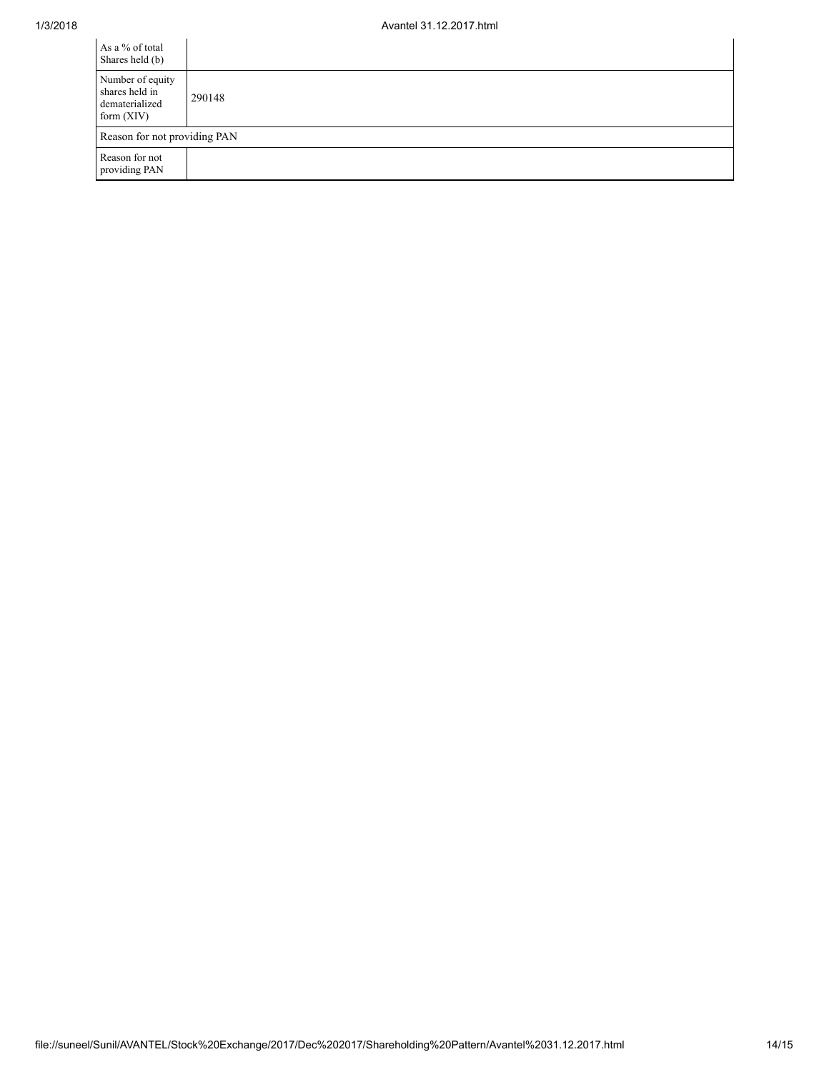| | |
|---|---|
| As a % of total Shares held (b) | |
| Number of equity shares held in dematerialized form (XIV) | 290148 |
| Reason for not providing PAN | |
| Reason for not providing PAN | |